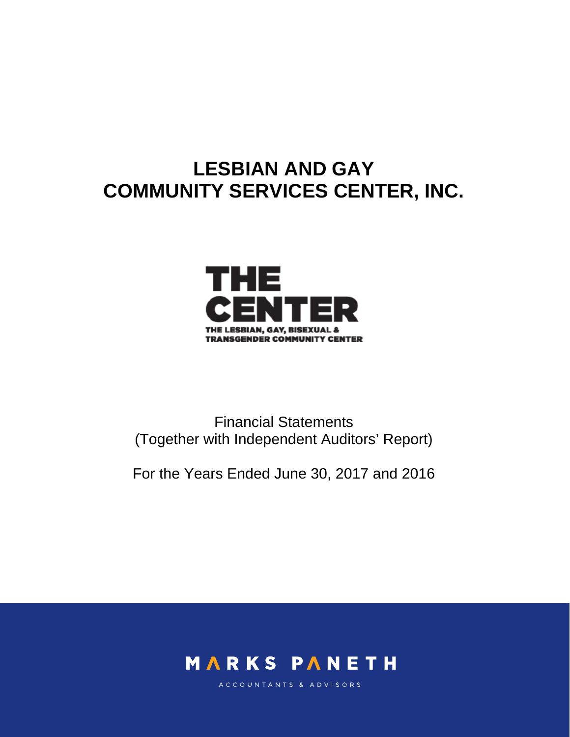# LESBIAN AND GAY COMMUNITY SERVICES CENTER, INC.

THE CENTER
THE LESBIAN, GAY, BISEXUAL & TRANSGENDER COMMUNITY CENTER

Financial Statements
(Together with Independent Auditors' Report)

For the Years Ended June 30, 2017 and 2016

MARKS PANETH
ACCOUNTANTS & ADVISORS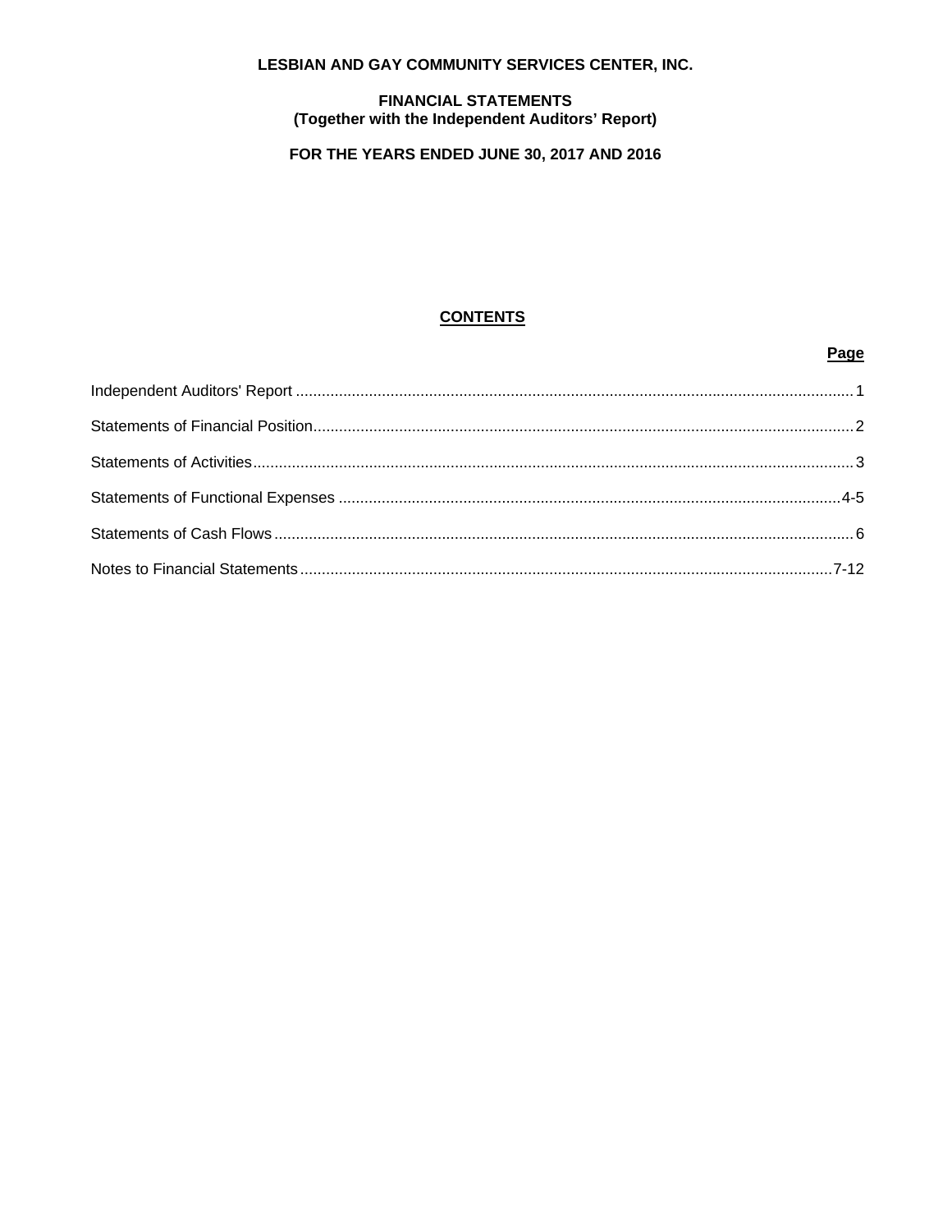**LESBIAN AND GAY COMMUNITY SERVICES CENTER, INC.**

**FINANCIAL STATEMENTS**
**(Together with the Independent Auditors' Report)**

**FOR THE YEARS ENDED JUNE 30, 2017 AND 2016**

**CONTENTS**

| | **Page** |
|---|---|
| Independent Auditors' Report | 1 |
| Statements of Financial Position | 2 |
| Statements of Activities | 3 |
| Statements of Functional Expenses | 4-5 |
| Statements of Cash Flows | 6 |
| Notes to Financial Statements | 7-12 |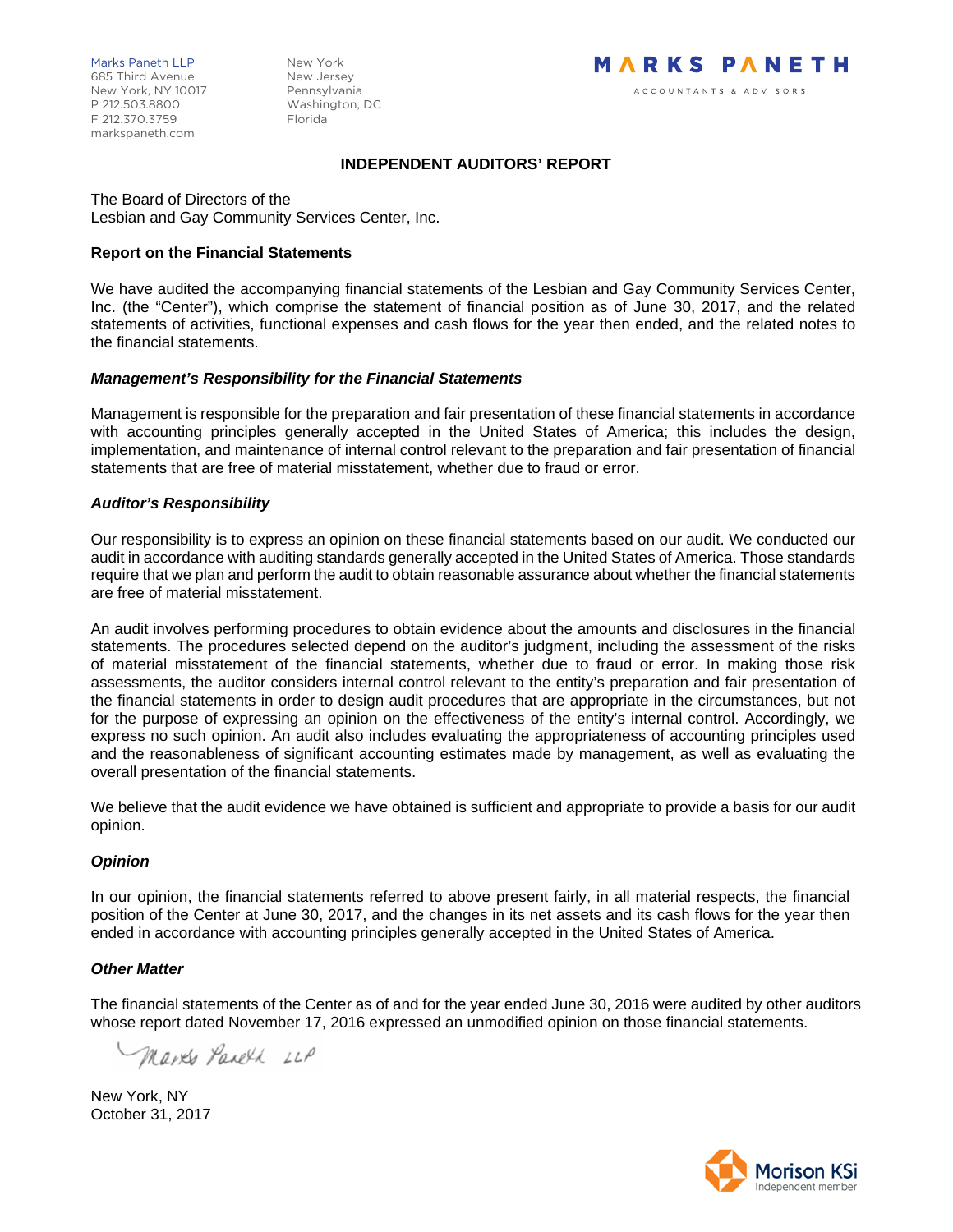Marks Paneth LLP
685 Third Avenue
New York, NY 10017
P 212.503.8800
F 212.370.3759
markspaneth.com

New York
New Jersey
Pennsylvania
Washington, DC
Florida

MARKS PANETH
ACCOUNTANTS & ADVISORS

## INDEPENDENT AUDITORS' REPORT

The Board of Directors of the
Lesbian and Gay Community Services Center, Inc.

### Report on the Financial Statements

We have audited the accompanying financial statements of the Lesbian and Gay Community Services Center, Inc. (the "Center"), which comprise the statement of financial position as of June 30, 2017, and the related statements of activities, functional expenses and cash flows for the year then ended, and the related notes to the financial statements.

***Management's Responsibility for the Financial Statements***

Management is responsible for the preparation and fair presentation of these financial statements in accordance with accounting principles generally accepted in the United States of America; this includes the design, implementation, and maintenance of internal control relevant to the preparation and fair presentation of financial statements that are free of material misstatement, whether due to fraud or error.

***Auditor's Responsibility***

Our responsibility is to express an opinion on these financial statements based on our audit. We conducted our audit in accordance with auditing standards generally accepted in the United States of America. Those standards require that we plan and perform the audit to obtain reasonable assurance about whether the financial statements are free of material misstatement.

An audit involves performing procedures to obtain evidence about the amounts and disclosures in the financial statements. The procedures selected depend on the auditor's judgment, including the assessment of the risks of material misstatement of the financial statements, whether due to fraud or error. In making those risk assessments, the auditor considers internal control relevant to the entity's preparation and fair presentation of the financial statements in order to design audit procedures that are appropriate in the circumstances, but not for the purpose of expressing an opinion on the effectiveness of the entity's internal control. Accordingly, we express no such opinion. An audit also includes evaluating the appropriateness of accounting principles used and the reasonableness of significant accounting estimates made by management, as well as evaluating the overall presentation of the financial statements.

We believe that the audit evidence we have obtained is sufficient and appropriate to provide a basis for our audit opinion.

***Opinion***

In our opinion, the financial statements referred to above present fairly, in all material respects, the financial position of the Center at June 30, 2017, and the changes in its net assets and its cash flows for the year then ended in accordance with accounting principles generally accepted in the United States of America.

***Other Matter***

The financial statements of the Center as of and for the year ended June 30, 2016 were audited by other auditors whose report dated November 17, 2016 expressed an unmodified opinion on those financial statements.

Marks Paneth LLP

New York, NY
October 31, 2017

Morison KSi
Independent member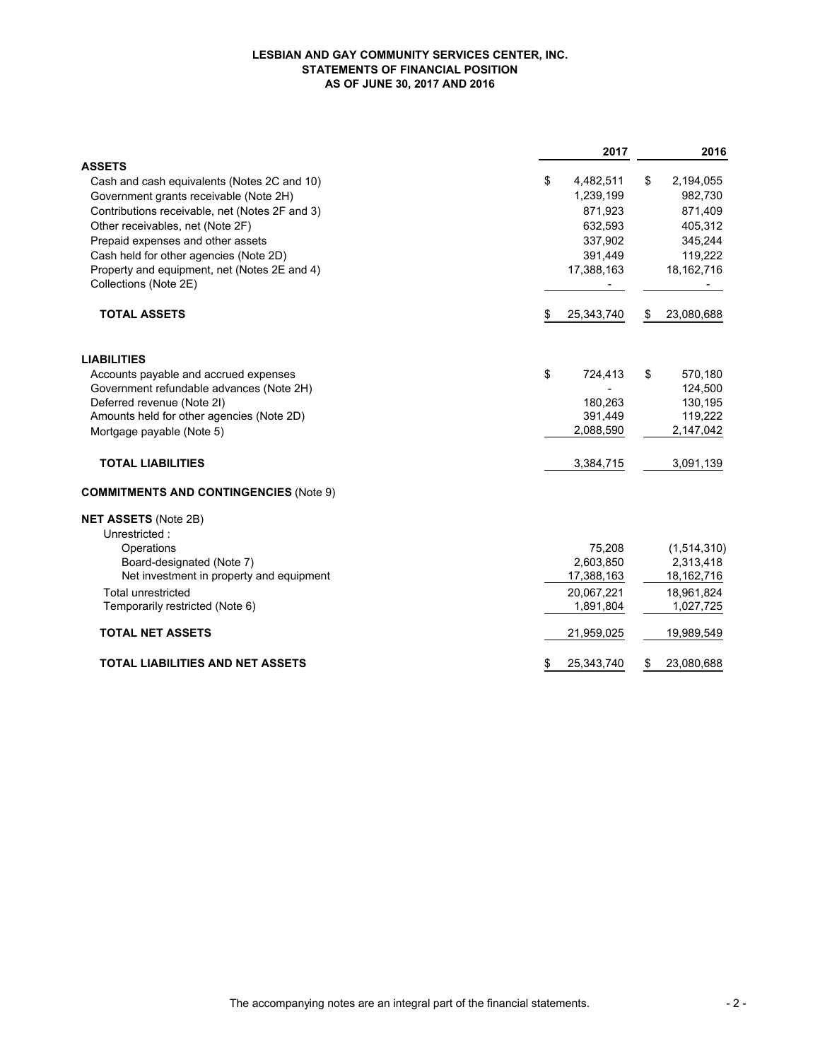**LESBIAN AND GAY COMMUNITY SERVICES CENTER, INC.**
**STATEMENTS OF FINANCIAL POSITION**
**AS OF JUNE 30, 2017 AND 2016**

| | 2017 | 2016 |
|---|---|---|
| **ASSETS** | | |
| Cash and cash equivalents (Notes 2C and 10) | $ 4,482,511 | $ 2,194,055 |
| Government grants receivable (Note 2H) | 1,239,199 | 982,730 |
| Contributions receivable, net (Notes 2F and 3) | 871,923 | 871,409 |
| Other receivables, net (Note 2F) | 632,593 | 405,312 |
| Prepaid expenses and other assets | 337,902 | 345,244 |
| Cash held for other agencies (Note 2D) | 391,449 | 119,222 |
| Property and equipment, net (Notes 2E and 4) | 17,388,163 | 18,162,716 |
| Collections (Note 2E) | - | - |
| **TOTAL ASSETS** | $ 25,343,740 | $ 23,080,688 |
| **LIABILITIES** | | |
| Accounts payable and accrued expenses | $ 724,413 | $ 570,180 |
| Government refundable advances (Note 2H) | - | 124,500 |
| Deferred revenue (Note 2I) | 180,263 | 130,195 |
| Amounts held for other agencies (Note 2D) | 391,449 | 119,222 |
| Mortgage payable (Note 5) | 2,088,590 | 2,147,042 |
| **TOTAL LIABILITIES** | 3,384,715 | 3,091,139 |
| **COMMITMENTS AND CONTINGENCIES** (Note 9) | | |
| **NET ASSETS** (Note 2B) | | |
| Unrestricted : | | |
| Operations | 75,208 | (1,514,310) |
| Board-designated (Note 7) | 2,603,850 | 2,313,418 |
| Net investment in property and equipment | 17,388,163 | 18,162,716 |
| Total unrestricted | 20,067,221 | 18,961,824 |
| Temporarily restricted (Note 6) | 1,891,804 | 1,027,725 |
| **TOTAL NET ASSETS** | 21,959,025 | 19,989,549 |
| **TOTAL LIABILITIES AND NET ASSETS** | $ 25,343,740 | $ 23,080,688 |

The accompanying notes are an integral part of the financial statements.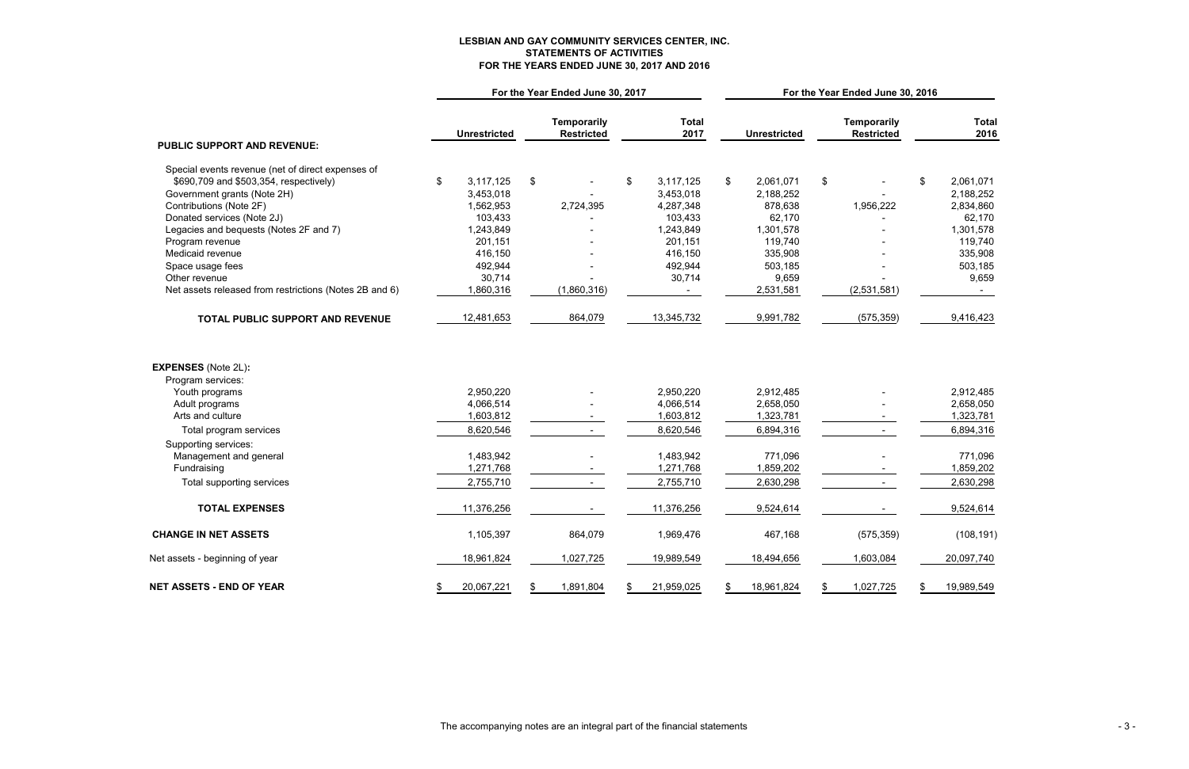# LESBIAN AND GAY COMMUNITY SERVICES CENTER, INC.
## STATEMENTS OF ACTIVITIES
### FOR THE YEARS ENDED JUNE 30, 2017 AND 2016

| | For the Year Ended June 30, 2017 | | | For the Year Ended June 30, 2016 | | |
|---|---|---|---|---|---|---|
| | Unrestricted | Temporarily Restricted | Total 2017 | Unrestricted | Temporarily Restricted | Total 2016 |
| **PUBLIC SUPPORT AND REVENUE:** | | | | | | |
| Special events revenue (net of direct expenses of $690,709 and $503,354, respectively) | $ 3,117,125 | $ - | $ 3,117,125 | $ 2,061,071 | $ - | $ 2,061,071 |
| Government grants (Note 2H) | 3,453,018 | - | 3,453,018 | 2,188,252 | - | 2,188,252 |
| Contributions (Note 2F) | 1,562,953 | 2,724,395 | 4,287,348 | 878,638 | 1,956,222 | 2,834,860 |
| Donated services (Note 2J) | 103,433 | - | 103,433 | 62,170 | - | 62,170 |
| Legacies and bequests (Notes 2F and 7) | 1,243,849 | - | 1,243,849 | 1,301,578 | - | 1,301,578 |
| Program revenue | 201,151 | - | 201,151 | 119,740 | - | 119,740 |
| Medicaid revenue | 416,150 | - | 416,150 | 335,908 | - | 335,908 |
| Space usage fees | 492,944 | - | 492,944 | 503,185 | - | 503,185 |
| Other revenue | 30,714 | - | 30,714 | 9,659 | - | 9,659 |
| Net assets released from restrictions (Notes 2B and 6) | 1,860,316 | (1,860,316) | - | 2,531,581 | (2,531,581) | - |
| **TOTAL PUBLIC SUPPORT AND REVENUE** | 12,481,653 | 864,079 | 13,345,732 | 9,991,782 | (575,359) | 9,416,423 |
| **EXPENSES** (Note 2L)**:** | | | | | | |
| Program services: | | | | | | |
| Youth programs | 2,950,220 | - | 2,950,220 | 2,912,485 | - | 2,912,485 |
| Adult programs | 4,066,514 | - | 4,066,514 | 2,658,050 | - | 2,658,050 |
| Arts and culture | 1,603,812 | - | 1,603,812 | 1,323,781 | - | 1,323,781 |
| Total program services | 8,620,546 | - | 8,620,546 | 6,894,316 | - | 6,894,316 |
| Supporting services: | | | | | | |
| Management and general | 1,483,942 | - | 1,483,942 | 771,096 | - | 771,096 |
| Fundraising | 1,271,768 | - | 1,271,768 | 1,859,202 | - | 1,859,202 |
| Total supporting services | 2,755,710 | - | 2,755,710 | 2,630,298 | - | 2,630,298 |
| **TOTAL EXPENSES** | 11,376,256 | - | 11,376,256 | 9,524,614 | - | 9,524,614 |
| **CHANGE IN NET ASSETS** | 1,105,397 | 864,079 | 1,969,476 | 467,168 | (575,359) | (108,191) |
| Net assets - beginning of year | 18,961,824 | 1,027,725 | 19,989,549 | 18,494,656 | 1,603,084 | 20,097,740 |
| **NET ASSETS - END OF YEAR** | $ 20,067,221 | $ 1,891,804 | $ 21,959,025 | $ 18,961,824 | $ 1,027,725 | $ 19,989,549 |

The accompanying notes are an integral part of the financial statements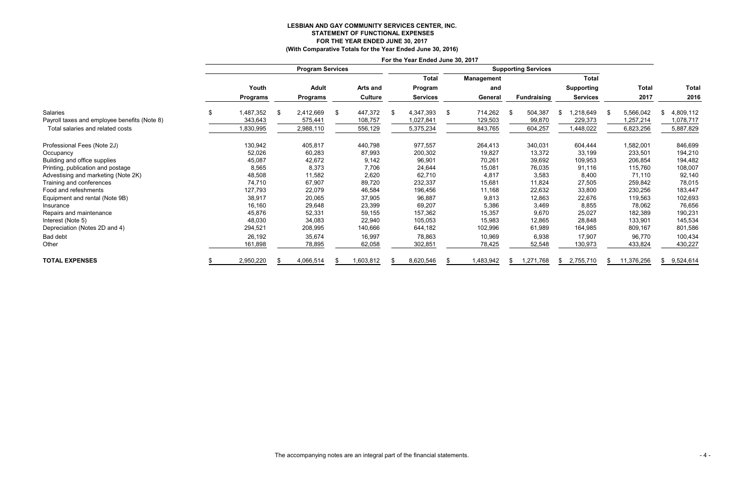# LESBIAN AND GAY COMMUNITY SERVICES CENTER, INC.
## STATEMENT OF FUNCTIONAL EXPENSES
## FOR THE YEAR ENDED JUNE 30, 2017
### (With Comparative Totals for the Year Ended June 30, 2016)

| | For the Year Ended June 30, 2017 | | | | | | | | |
|---|---|---|---|---|---|---|---|---|---|
| | Program Services | | | | Supporting Services | | | | |
| | Youth Programs | Adult Programs | Arts and Culture | Total Program Services | Management and General | Fundraising | Total Supporting Services | Total 2017 | Total 2016 |
| Salaries | $ 1,487,352 | $ 2,412,669 | $ 447,372 | $ 4,347,393 | $ 714,262 | $ 504,387 | $ 1,218,649 | $ 5,566,042 | $ 4,809,112 |
| Payroll taxes and employee benefits (Note 8) | 343,643 | 575,441 | 108,757 | 1,027,841 | 129,503 | 99,870 | 229,373 | 1,257,214 | 1,078,717 |
| Total salaries and related costs | 1,830,995 | 2,988,110 | 556,129 | 5,375,234 | 843,765 | 604,257 | 1,448,022 | 6,823,256 | 5,887,829 |
| Professional Fees (Note 2J) | 130,942 | 405,817 | 440,798 | 977,557 | 264,413 | 340,031 | 604,444 | 1,582,001 | 846,699 |
| Occupancy | 52,026 | 60,283 | 87,993 | 200,302 | 19,827 | 13,372 | 33,199 | 233,501 | 194,210 |
| Building and office supplies | 45,087 | 42,672 | 9,142 | 96,901 | 70,261 | 39,692 | 109,953 | 206,854 | 194,482 |
| Printing, publication and postage | 8,565 | 8,373 | 7,706 | 24,644 | 15,081 | 76,035 | 91,116 | 115,760 | 108,007 |
| Advestising and marketing (Note 2K) | 48,508 | 11,582 | 2,620 | 62,710 | 4,817 | 3,583 | 8,400 | 71,110 | 92,140 |
| Training and conferences | 74,710 | 67,907 | 89,720 | 232,337 | 15,681 | 11,824 | 27,505 | 259,842 | 78,015 |
| Food and refeshments | 127,793 | 22,079 | 46,584 | 196,456 | 11,168 | 22,632 | 33,800 | 230,256 | 183,447 |
| Equipment and rental (Note 9B) | 38,917 | 20,065 | 37,905 | 96,887 | 9,813 | 12,863 | 22,676 | 119,563 | 102,693 |
| Insurance | 16,160 | 29,648 | 23,399 | 69,207 | 5,386 | 3,469 | 8,855 | 78,062 | 76,656 |
| Repairs and maintenance | 45,876 | 52,331 | 59,155 | 157,362 | 15,357 | 9,670 | 25,027 | 182,389 | 190,231 |
| Interest (Note 5) | 48,030 | 34,083 | 22,940 | 105,053 | 15,983 | 12,865 | 28,848 | 133,901 | 145,534 |
| Depreciation (Notes 2D and 4) | 294,521 | 208,995 | 140,666 | 644,182 | 102,996 | 61,989 | 164,985 | 809,167 | 801,586 |
| Bad debt | 26,192 | 35,674 | 16,997 | 78,863 | 10,969 | 6,938 | 17,907 | 96,770 | 100,434 |
| Other | 161,898 | 78,895 | 62,058 | 302,851 | 78,425 | 52,548 | 130,973 | 433,824 | 430,227 |
| **TOTAL EXPENSES** | $ 2,950,220 | $ 4,066,514 | $ 1,603,812 | $ 8,620,546 | $ 1,483,942 | $ 1,271,768 | $ 2,755,710 | $ 11,376,256 | $ 9,524,614 |

The accompanying notes are an integral part of the financial statements.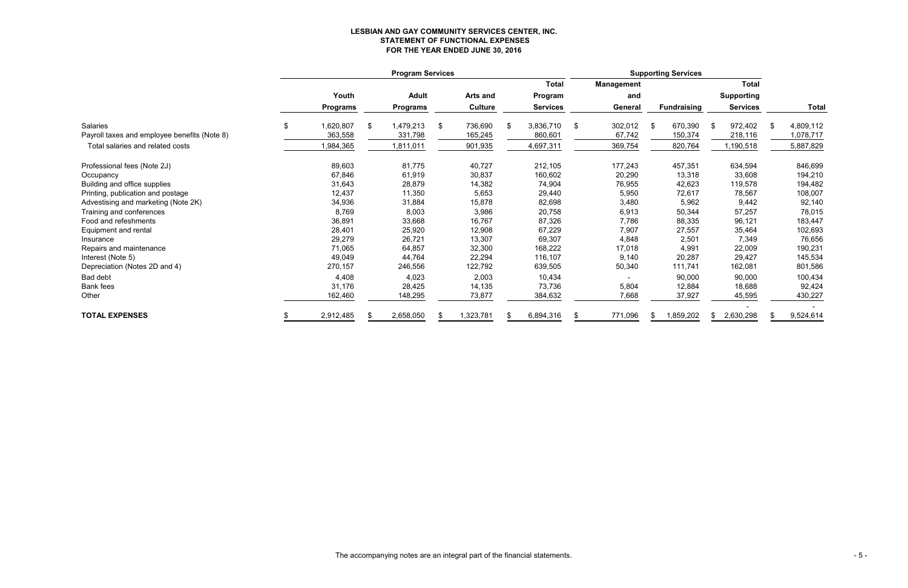**LESBIAN AND GAY COMMUNITY SERVICES CENTER, INC.**
**STATEMENT OF FUNCTIONAL EXPENSES**
**FOR THE YEAR ENDED JUNE 30, 2016**

| | Program Services | | | | Supporting Services | | | |
|---|---|---|---|---|---|---|---|---|
| | Youth Programs | Adult Programs | Arts and Culture | Total Program Services | Management and General | Fundraising | Total Supporting Services | Total |
| Salaries | $ 1,620,807 | $ 1,479,213 | $ 736,690 | $ 3,836,710 | $ 302,012 | $ 670,390 | $ 972,402 | $ 4,809,112 |
| Payroll taxes and employee benefits (Note 8) | 363,558 | 331,798 | 165,245 | 860,601 | 67,742 | 150,374 | 218,116 | 1,078,717 |
| Total salaries and related costs | 1,984,365 | 1,811,011 | 901,935 | 4,697,311 | 369,754 | 820,764 | 1,190,518 | 5,887,829 |
| Professional fees (Note 2J) | 89,603 | 81,775 | 40,727 | 212,105 | 177,243 | 457,351 | 634,594 | 846,699 |
| Occupancy | 67,846 | 61,919 | 30,837 | 160,602 | 20,290 | 13,318 | 33,608 | 194,210 |
| Building and office supplies | 31,643 | 28,879 | 14,382 | 74,904 | 76,955 | 42,623 | 119,578 | 194,482 |
| Printing, publication and postage | 12,437 | 11,350 | 5,653 | 29,440 | 5,950 | 72,617 | 78,567 | 108,007 |
| Advestising and marketing (Note 2K) | 34,936 | 31,884 | 15,878 | 82,698 | 3,480 | 5,962 | 9,442 | 92,140 |
| Training and conferences | 8,769 | 8,003 | 3,986 | 20,758 | 6,913 | 50,344 | 57,257 | 78,015 |
| Food and refeshments | 36,891 | 33,668 | 16,767 | 87,326 | 7,786 | 88,335 | 96,121 | 183,447 |
| Equipment and rental | 28,401 | 25,920 | 12,908 | 67,229 | 7,907 | 27,557 | 35,464 | 102,693 |
| Insurance | 29,279 | 26,721 | 13,307 | 69,307 | 4,848 | 2,501 | 7,349 | 76,656 |
| Repairs and maintenance | 71,065 | 64,857 | 32,300 | 168,222 | 17,018 | 4,991 | 22,009 | 190,231 |
| Interest (Note 5) | 49,049 | 44,764 | 22,294 | 116,107 | 9,140 | 20,287 | 29,427 | 145,534 |
| Depreciation (Notes 2D and 4) | 270,157 | 246,556 | 122,792 | 639,505 | 50,340 | 111,741 | 162,081 | 801,586 |
| Bad debt | 4,408 | 4,023 | 2,003 | 10,434 | - | 90,000 | 90,000 | 100,434 |
| Bank fees | 31,176 | 28,425 | 14,135 | 73,736 | 5,804 | 12,884 | 18,688 | 92,424 |
| Other | 162,460 | 148,295 | 73,877 | 384,632 | 7,668 | 37,927 | 45,595 | 430,227 |
| | | | | | | | - | - |
| **TOTAL EXPENSES** | $ 2,912,485 | $ 2,658,050 | $ 1,323,781 | $ 6,894,316 | $ 771,096 | $ 1,859,202 | $ 2,630,298 | $ 9,524,614 |

The accompanying notes are an integral part of the financial statements.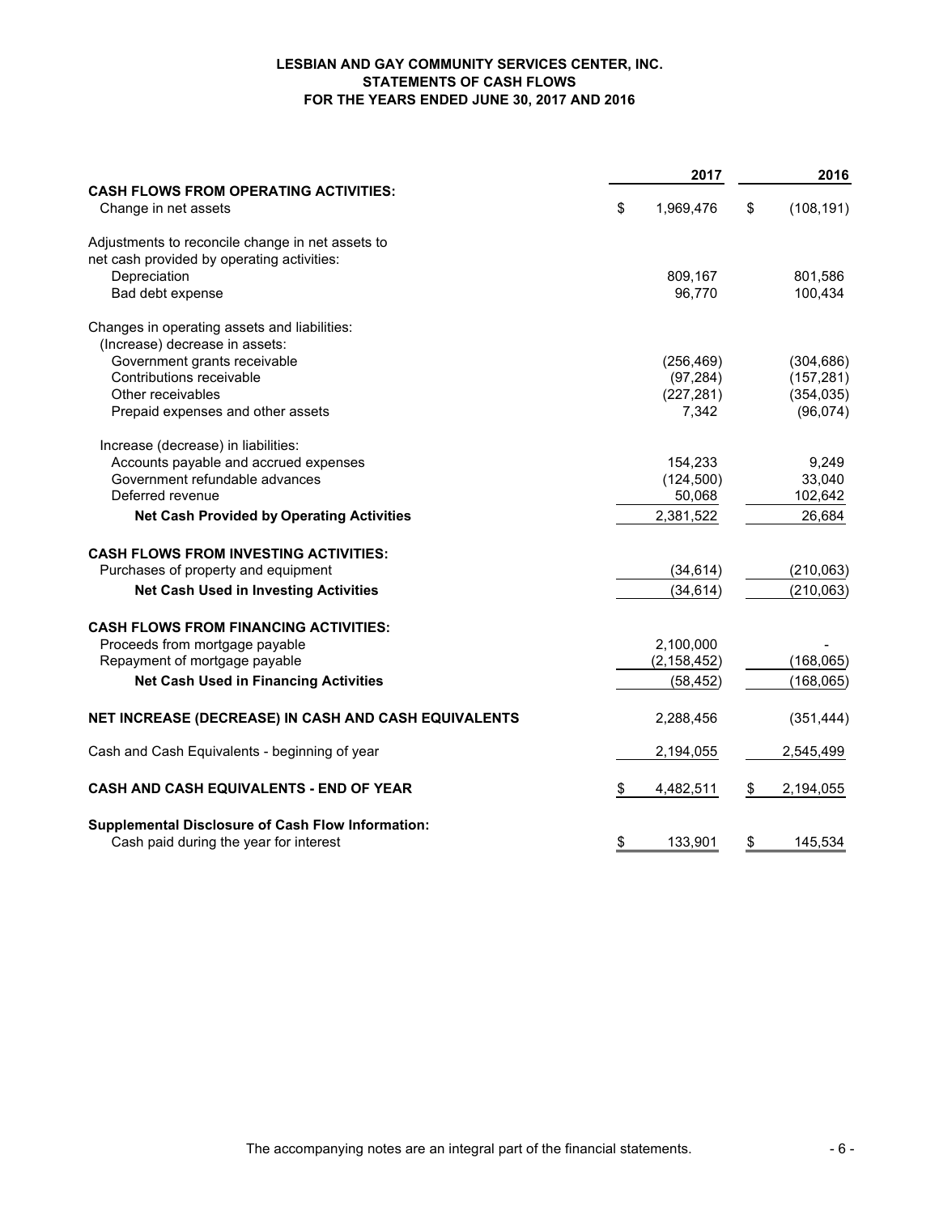**LESBIAN AND GAY COMMUNITY SERVICES CENTER, INC.**
**STATEMENTS OF CASH FLOWS**
**FOR THE YEARS ENDED JUNE 30, 2017 AND 2016**

| | 2017 | 2016 |
|---|---|---|
| **CASH FLOWS FROM OPERATING ACTIVITIES:** | | |
| Change in net assets | $ 1,969,476 | $ (108,191) |
| | | |
| Adjustments to reconcile change in net assets to net cash provided by operating activities: | | |
| Depreciation | 809,167 | 801,586 |
| Bad debt expense | 96,770 | 100,434 |
| | | |
| Changes in operating assets and liabilities: | | |
| (Increase) decrease in assets: | | |
| Government grants receivable | (256,469) | (304,686) |
| Contributions receivable | (97,284) | (157,281) |
| Other receivables | (227,281) | (354,035) |
| Prepaid expenses and other assets | 7,342 | (96,074) |
| | | |
| Increase (decrease) in liabilities: | | |
| Accounts payable and accrued expenses | 154,233 | 9,249 |
| Government refundable advances | (124,500) | 33,040 |
| Deferred revenue | 50,068 | 102,642 |
| **Net Cash Provided by Operating Activities** | 2,381,522 | 26,684 |
| | | |
| **CASH FLOWS FROM INVESTING ACTIVITIES:** | | |
| Purchases of property and equipment | (34,614) | (210,063) |
| **Net Cash Used in Investing Activities** | (34,614) | (210,063) |
| | | |
| **CASH FLOWS FROM FINANCING ACTIVITIES:** | | |
| Proceeds from mortgage payable | 2,100,000 | - |
| Repayment of mortgage payable | (2,158,452) | (168,065) |
| **Net Cash Used in Financing Activities** | (58,452) | (168,065) |
| | | |
| **NET INCREASE (DECREASE) IN CASH AND CASH EQUIVALENTS** | 2,288,456 | (351,444) |
| | | |
| Cash and Cash Equivalents - beginning of year | 2,194,055 | 2,545,499 |
| | | |
| **CASH AND CASH EQUIVALENTS - END OF YEAR** | $ 4,482,511 | $ 2,194,055 |
| | | |
| **Supplemental Disclosure of Cash Flow Information:** | | |
| Cash paid during the year for interest | $ 133,901 | $ 145,534 |

The accompanying notes are an integral part of the financial statements.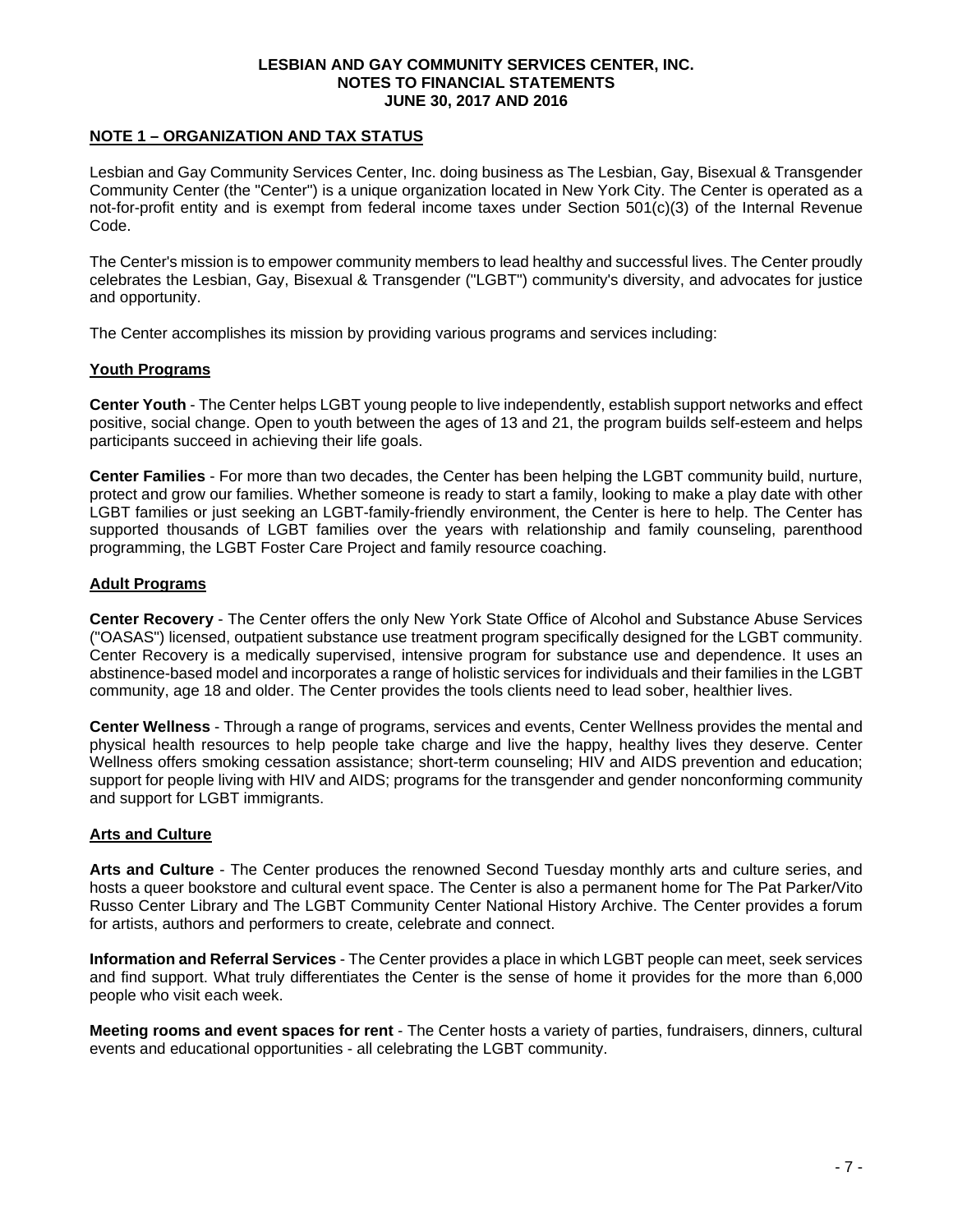# LESBIAN AND GAY COMMUNITY SERVICES CENTER, INC.
## NOTES TO FINANCIAL STATEMENTS
## JUNE 30, 2017 AND 2016

### NOTE 1 – ORGANIZATION AND TAX STATUS

Lesbian and Gay Community Services Center, Inc. doing business as The Lesbian, Gay, Bisexual & Transgender Community Center (the "Center") is a unique organization located in New York City. The Center is operated as a not-for-profit entity and is exempt from federal income taxes under Section 501(c)(3) of the Internal Revenue Code.

The Center's mission is to empower community members to lead healthy and successful lives. The Center proudly celebrates the Lesbian, Gay, Bisexual & Transgender ("LGBT") community's diversity, and advocates for justice and opportunity.

The Center accomplishes its mission by providing various programs and services including:

#### Youth Programs

**Center Youth** - The Center helps LGBT young people to live independently, establish support networks and effect positive, social change. Open to youth between the ages of 13 and 21, the program builds self-esteem and helps participants succeed in achieving their life goals.

**Center Families** - For more than two decades, the Center has been helping the LGBT community build, nurture, protect and grow our families. Whether someone is ready to start a family, looking to make a play date with other LGBT families or just seeking an LGBT-family-friendly environment, the Center is here to help. The Center has supported thousands of LGBT families over the years with relationship and family counseling, parenthood programming, the LGBT Foster Care Project and family resource coaching.

#### Adult Programs

**Center Recovery** - The Center offers the only New York State Office of Alcohol and Substance Abuse Services ("OASAS") licensed, outpatient substance use treatment program specifically designed for the LGBT community. Center Recovery is a medically supervised, intensive program for substance use and dependence. It uses an abstinence-based model and incorporates a range of holistic services for individuals and their families in the LGBT community, age 18 and older. The Center provides the tools clients need to lead sober, healthier lives.

**Center Wellness** - Through a range of programs, services and events, Center Wellness provides the mental and physical health resources to help people take charge and live the happy, healthy lives they deserve. Center Wellness offers smoking cessation assistance; short-term counseling; HIV and AIDS prevention and education; support for people living with HIV and AIDS; programs for the transgender and gender nonconforming community and support for LGBT immigrants.

#### Arts and Culture

**Arts and Culture** - The Center produces the renowned Second Tuesday monthly arts and culture series, and hosts a queer bookstore and cultural event space. The Center is also a permanent home for The Pat Parker/Vito Russo Center Library and The LGBT Community Center National History Archive. The Center provides a forum for artists, authors and performers to create, celebrate and connect.

**Information and Referral Services** - The Center provides a place in which LGBT people can meet, seek services and find support. What truly differentiates the Center is the sense of home it provides for the more than 6,000 people who visit each week.

**Meeting rooms and event spaces for rent** - The Center hosts a variety of parties, fundraisers, dinners, cultural events and educational opportunities - all celebrating the LGBT community.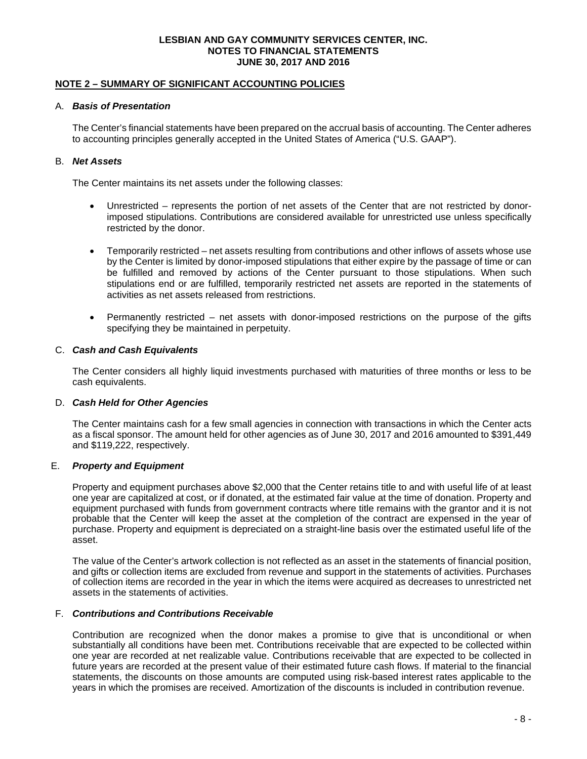# LESBIAN AND GAY COMMUNITY SERVICES CENTER, INC.
## NOTES TO FINANCIAL STATEMENTS
## JUNE 30, 2017 AND 2016

**NOTE 2 – SUMMARY OF SIGNIFICANT ACCOUNTING POLICIES**

A. ***Basis of Presentation***

The Center's financial statements have been prepared on the accrual basis of accounting. The Center adheres to accounting principles generally accepted in the United States of America ("U.S. GAAP").

B. ***Net Assets***

The Center maintains its net assets under the following classes:

- Unrestricted – represents the portion of net assets of the Center that are not restricted by donor-imposed stipulations. Contributions are considered available for unrestricted use unless specifically restricted by the donor.

- Temporarily restricted – net assets resulting from contributions and other inflows of assets whose use by the Center is limited by donor-imposed stipulations that either expire by the passage of time or can be fulfilled and removed by actions of the Center pursuant to those stipulations. When such stipulations end or are fulfilled, temporarily restricted net assets are reported in the statements of activities as net assets released from restrictions.

- Permanently restricted – net assets with donor-imposed restrictions on the purpose of the gifts specifying they be maintained in perpetuity.

C. ***Cash and Cash Equivalents***

The Center considers all highly liquid investments purchased with maturities of three months or less to be cash equivalents.

D. ***Cash Held for Other Agencies***

The Center maintains cash for a few small agencies in connection with transactions in which the Center acts as a fiscal sponsor. The amount held for other agencies as of June 30, 2017 and 2016 amounted to $391,449 and $119,222, respectively.

E. ***Property and Equipment***

Property and equipment purchases above $2,000 that the Center retains title to and with useful life of at least one year are capitalized at cost, or if donated, at the estimated fair value at the time of donation. Property and equipment purchased with funds from government contracts where title remains with the grantor and it is not probable that the Center will keep the asset at the completion of the contract are expensed in the year of purchase. Property and equipment is depreciated on a straight-line basis over the estimated useful life of the asset.

The value of the Center's artwork collection is not reflected as an asset in the statements of financial position, and gifts or collection items are excluded from revenue and support in the statements of activities. Purchases of collection items are recorded in the year in which the items were acquired as decreases to unrestricted net assets in the statements of activities.

F. ***Contributions and Contributions Receivable***

Contribution are recognized when the donor makes a promise to give that is unconditional or when substantially all conditions have been met. Contributions receivable that are expected to be collected within one year are recorded at net realizable value. Contributions receivable that are expected to be collected in future years are recorded at the present value of their estimated future cash flows. If material to the financial statements, the discounts on those amounts are computed using risk-based interest rates applicable to the years in which the promises are received. Amortization of the discounts is included in contribution revenue.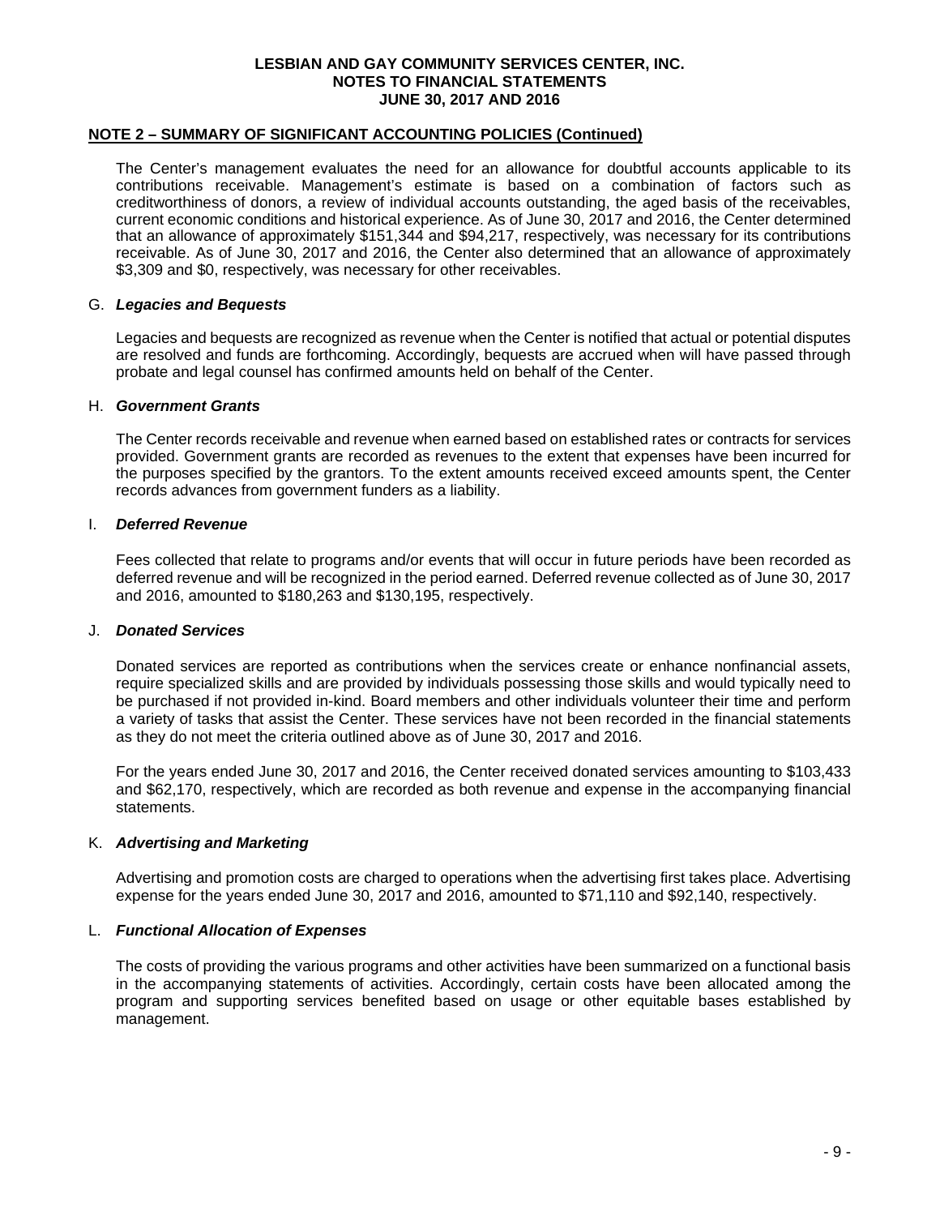## NOTE 2 – SUMMARY OF SIGNIFICANT ACCOUNTING POLICIES (Continued)

The Center's management evaluates the need for an allowance for doubtful accounts applicable to its contributions receivable. Management's estimate is based on a combination of factors such as creditworthiness of donors, a review of individual accounts outstanding, the aged basis of the receivables, current economic conditions and historical experience. As of June 30, 2017 and 2016, the Center determined that an allowance of approximately $151,344 and $94,217, respectively, was necessary for its contributions receivable. As of June 30, 2017 and 2016, the Center also determined that an allowance of approximately $3,309 and $0, respectively, was necessary for other receivables.

### G. *Legacies and Bequests*

Legacies and bequests are recognized as revenue when the Center is notified that actual or potential disputes are resolved and funds are forthcoming. Accordingly, bequests are accrued when will have passed through probate and legal counsel has confirmed amounts held on behalf of the Center.

### H. *Government Grants*

The Center records receivable and revenue when earned based on established rates or contracts for services provided. Government grants are recorded as revenues to the extent that expenses have been incurred for the purposes specified by the grantors. To the extent amounts received exceed amounts spent, the Center records advances from government funders as a liability.

### I. *Deferred Revenue*

Fees collected that relate to programs and/or events that will occur in future periods have been recorded as deferred revenue and will be recognized in the period earned. Deferred revenue collected as of June 30, 2017 and 2016, amounted to $180,263 and $130,195, respectively.

### J. *Donated Services*

Donated services are reported as contributions when the services create or enhance nonfinancial assets, require specialized skills and are provided by individuals possessing those skills and would typically need to be purchased if not provided in-kind. Board members and other individuals volunteer their time and perform a variety of tasks that assist the Center. These services have not been recorded in the financial statements as they do not meet the criteria outlined above as of June 30, 2017 and 2016.

For the years ended June 30, 2017 and 2016, the Center received donated services amounting to $103,433 and $62,170, respectively, which are recorded as both revenue and expense in the accompanying financial statements.

### K. *Advertising and Marketing*

Advertising and promotion costs are charged to operations when the advertising first takes place. Advertising expense for the years ended June 30, 2017 and 2016, amounted to $71,110 and $92,140, respectively.

### L. *Functional Allocation of Expenses*

The costs of providing the various programs and other activities have been summarized on a functional basis in the accompanying statements of activities. Accordingly, certain costs have been allocated among the program and supporting services benefited based on usage or other equitable bases established by management.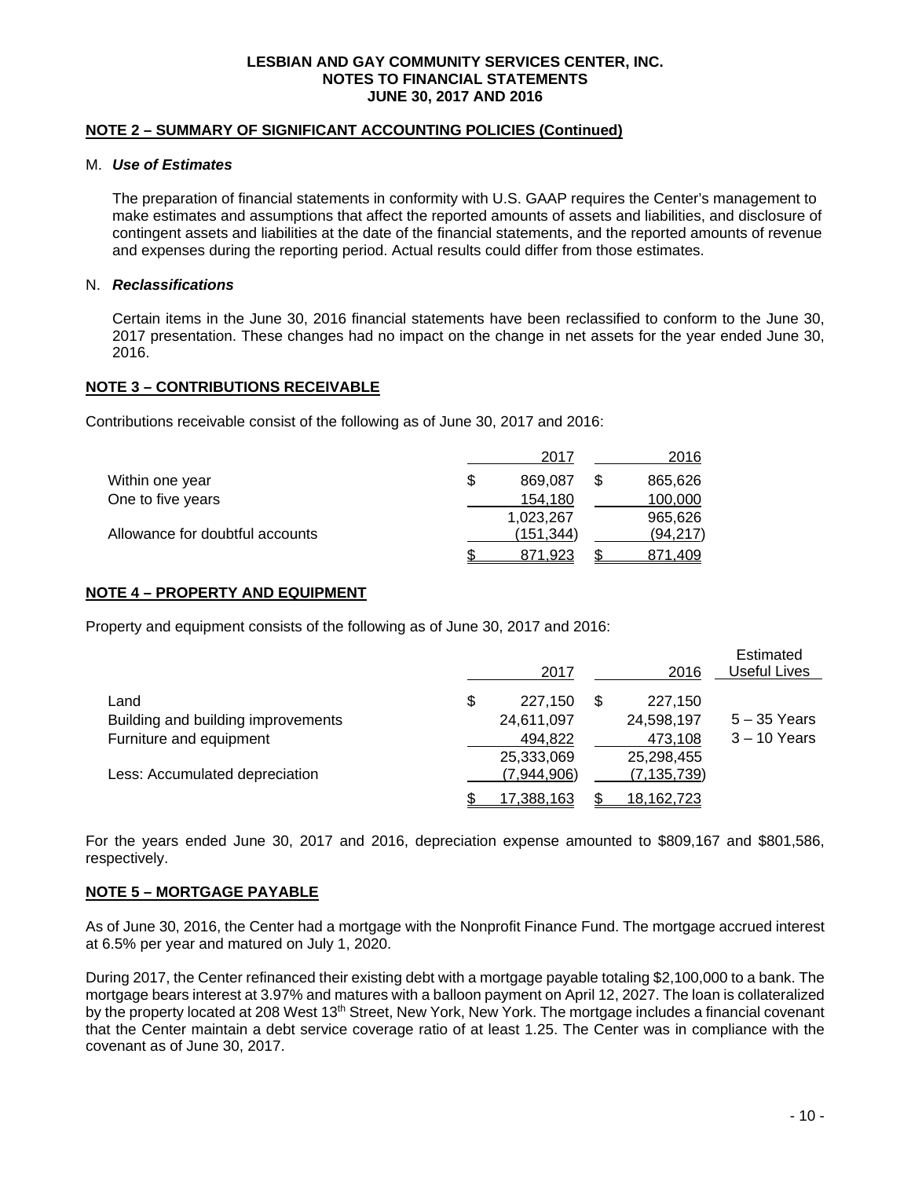**LESBIAN AND GAY COMMUNITY SERVICES CENTER, INC.**
**NOTES TO FINANCIAL STATEMENTS**
**JUNE 30, 2017 AND 2016**

## NOTE 2 – SUMMARY OF SIGNIFICANT ACCOUNTING POLICIES (Continued)

### M. *Use of Estimates*

The preparation of financial statements in conformity with U.S. GAAP requires the Center's management to make estimates and assumptions that affect the reported amounts of assets and liabilities, and disclosure of contingent assets and liabilities at the date of the financial statements, and the reported amounts of revenue and expenses during the reporting period. Actual results could differ from those estimates.

### N. *Reclassifications*

Certain items in the June 30, 2016 financial statements have been reclassified to conform to the June 30, 2017 presentation. These changes had no impact on the change in net assets for the year ended June 30, 2016.

## NOTE 3 – CONTRIBUTIONS RECEIVABLE

Contributions receivable consist of the following as of June 30, 2017 and 2016:

| | 2017 | 2016 |
|---|---|---|
| Within one year | $ 869,087 | $ 865,626 |
| One to five years | 154,180 | 100,000 |
| | 1,023,267 | 965,626 |
| Allowance for doubtful accounts | (151,344) | (94,217) |
| | $ 871,923 | $ 871,409 |

## NOTE 4 – PROPERTY AND EQUIPMENT

Property and equipment consists of the following as of June 30, 2017 and 2016:

| | 2017 | 2016 | Estimated Useful Lives |
|---|---|---|---|
| Land | $ 227,150 | $ 227,150 | |
| Building and building improvements | 24,611,097 | 24,598,197 | 5 – 35 Years |
| Furniture and equipment | 494,822 | 473,108 | 3 – 10 Years |
| | 25,333,069 | 25,298,455 | |
| Less: Accumulated depreciation | (7,944,906) | (7,135,739) | |
| | $ 17,388,163 | $ 18,162,723 | |

For the years ended June 30, 2017 and 2016, depreciation expense amounted to $809,167 and $801,586, respectively.

## NOTE 5 – MORTGAGE PAYABLE

As of June 30, 2016, the Center had a mortgage with the Nonprofit Finance Fund. The mortgage accrued interest at 6.5% per year and matured on July 1, 2020.

During 2017, the Center refinanced their existing debt with a mortgage payable totaling $2,100,000 to a bank. The mortgage bears interest at 3.97% and matures with a balloon payment on April 12, 2027. The loan is collateralized by the property located at 208 West 13th Street, New York, New York. The mortgage includes a financial covenant that the Center maintain a debt service coverage ratio of at least 1.25. The Center was in compliance with the covenant as of June 30, 2017.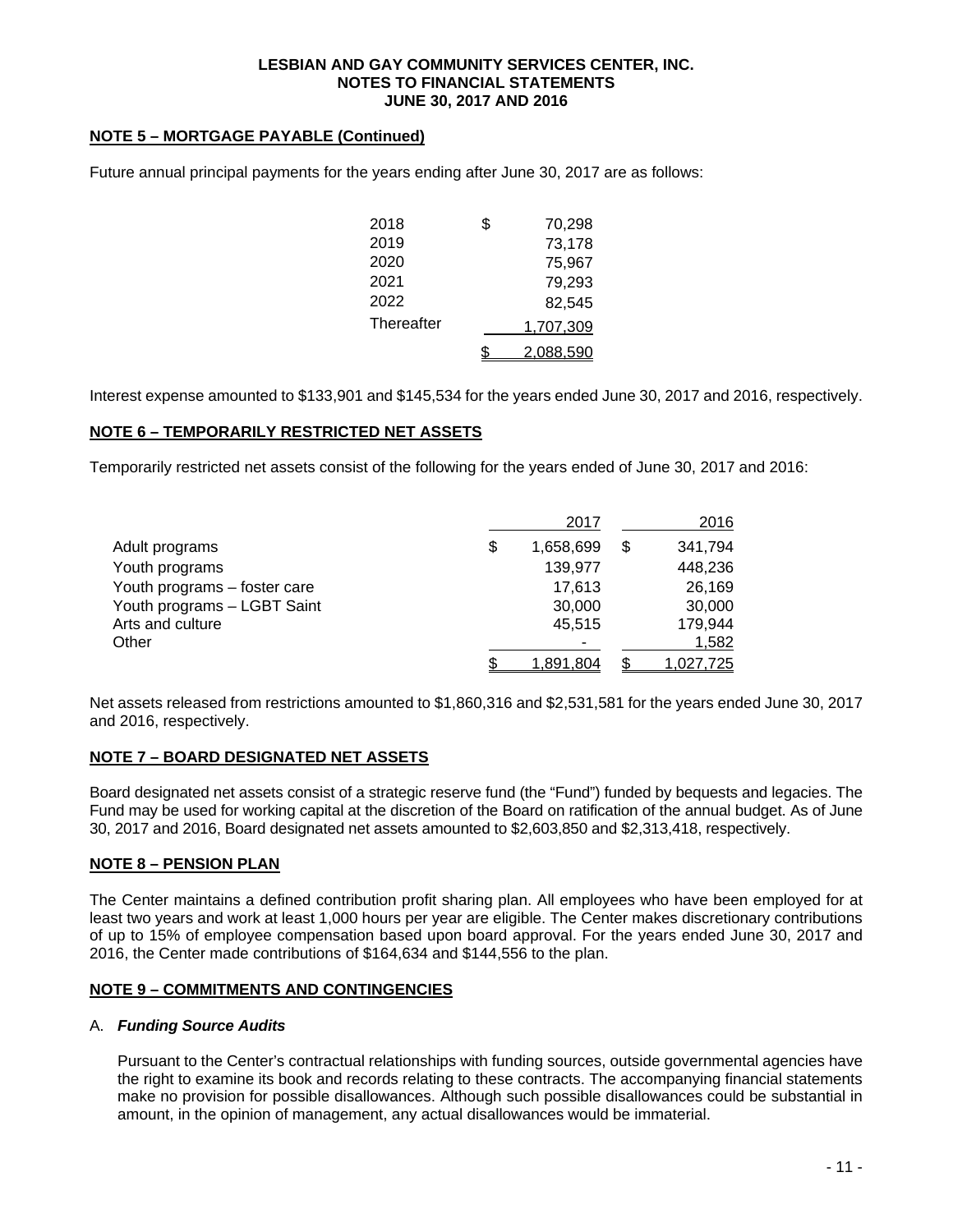## NOTE 5 – MORTGAGE PAYABLE (Continued)

Future annual principal payments for the years ending after June 30, 2017 are as follows:

| | |
|---|---|
| 2018 | $ 70,298 |
| 2019 | 73,178 |
| 2020 | 75,967 |
| 2021 | 79,293 |
| 2022 | 82,545 |
| Thereafter | 1,707,309 |
| | $ 2,088,590 |

Interest expense amounted to $133,901 and $145,534 for the years ended June 30, 2017 and 2016, respectively.

## NOTE 6 – TEMPORARILY RESTRICTED NET ASSETS

Temporarily restricted net assets consist of the following for the years ended of June 30, 2017 and 2016:

| | 2017 | 2016 |
|---|---|---|
| Adult programs | $ 1,658,699 | $ 341,794 |
| Youth programs | 139,977 | 448,236 |
| Youth programs – foster care | 17,613 | 26,169 |
| Youth programs – LGBT Saint | 30,000 | 30,000 |
| Arts and culture | 45,515 | 179,944 |
| Other | - | 1,582 |
| | $ 1,891,804 | $ 1,027,725 |

Net assets released from restrictions amounted to $1,860,316 and $2,531,581 for the years ended June 30, 2017 and 2016, respectively.

## NOTE 7 – BOARD DESIGNATED NET ASSETS

Board designated net assets consist of a strategic reserve fund (the "Fund") funded by bequests and legacies. The Fund may be used for working capital at the discretion of the Board on ratification of the annual budget. As of June 30, 2017 and 2016, Board designated net assets amounted to $2,603,850 and $2,313,418, respectively.

## NOTE 8 – PENSION PLAN

The Center maintains a defined contribution profit sharing plan. All employees who have been employed for at least two years and work at least 1,000 hours per year are eligible. The Center makes discretionary contributions of up to 15% of employee compensation based upon board approval. For the years ended June 30, 2017 and 2016, the Center made contributions of $164,634 and $144,556 to the plan.

## NOTE 9 – COMMITMENTS AND CONTINGENCIES

A. ***Funding Source Audits***

Pursuant to the Center's contractual relationships with funding sources, outside governmental agencies have the right to examine its book and records relating to these contracts. The accompanying financial statements make no provision for possible disallowances. Although such possible disallowances could be substantial in amount, in the opinion of management, any actual disallowances would be immaterial.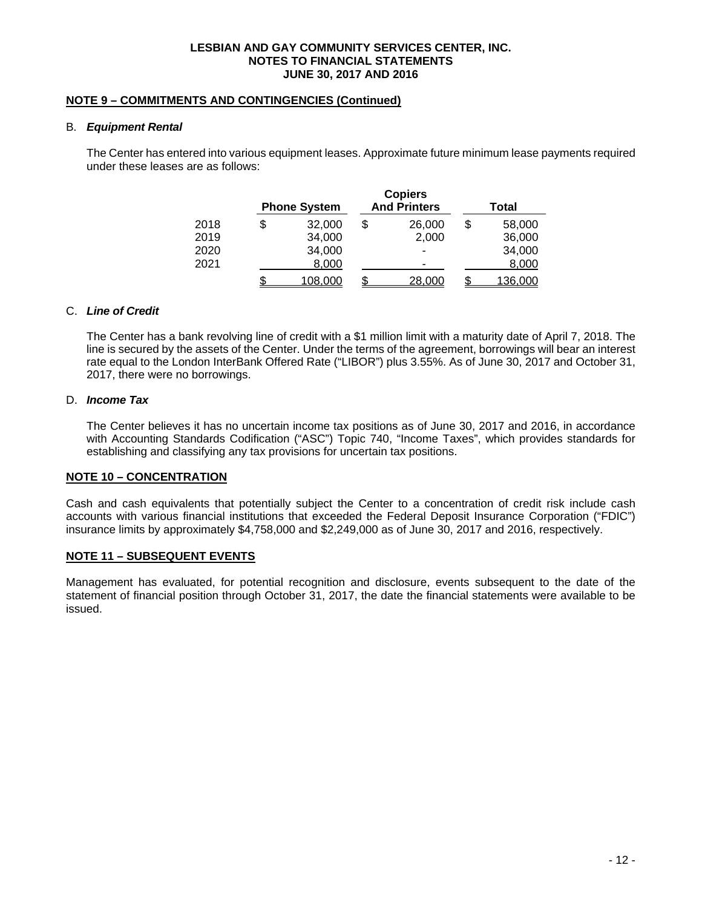## NOTE 9 – COMMITMENTS AND CONTINGENCIES (Continued)

B. ***Equipment Rental***

The Center has entered into various equipment leases. Approximate future minimum lease payments required under these leases are as follows:

| | Phone System | Copiers And Printers | Total |
|---|---|---|---|
| 2018 | $ 32,000 | $ 26,000 | $ 58,000 |
| 2019 | 34,000 | 2,000 | 36,000 |
| 2020 | 34,000 | - | 34,000 |
| 2021 | 8,000 | - | 8,000 |
| | $ 108,000 | $ 28,000 | $ 136,000 |

C. ***Line of Credit***

The Center has a bank revolving line of credit with a $1 million limit with a maturity date of April 7, 2018. The line is secured by the assets of the Center. Under the terms of the agreement, borrowings will bear an interest rate equal to the London InterBank Offered Rate ("LIBOR") plus 3.55%. As of June 30, 2017 and October 31, 2017, there were no borrowings.

D. ***Income Tax***

The Center believes it has no uncertain income tax positions as of June 30, 2017 and 2016, in accordance with Accounting Standards Codification ("ASC") Topic 740, "Income Taxes", which provides standards for establishing and classifying any tax provisions for uncertain tax positions.

## NOTE 10 – CONCENTRATION

Cash and cash equivalents that potentially subject the Center to a concentration of credit risk include cash accounts with various financial institutions that exceeded the Federal Deposit Insurance Corporation ("FDIC") insurance limits by approximately $4,758,000 and $2,249,000 as of June 30, 2017 and 2016, respectively.

## NOTE 11 – SUBSEQUENT EVENTS

Management has evaluated, for potential recognition and disclosure, events subsequent to the date of the statement of financial position through October 31, 2017, the date the financial statements were available to be issued.